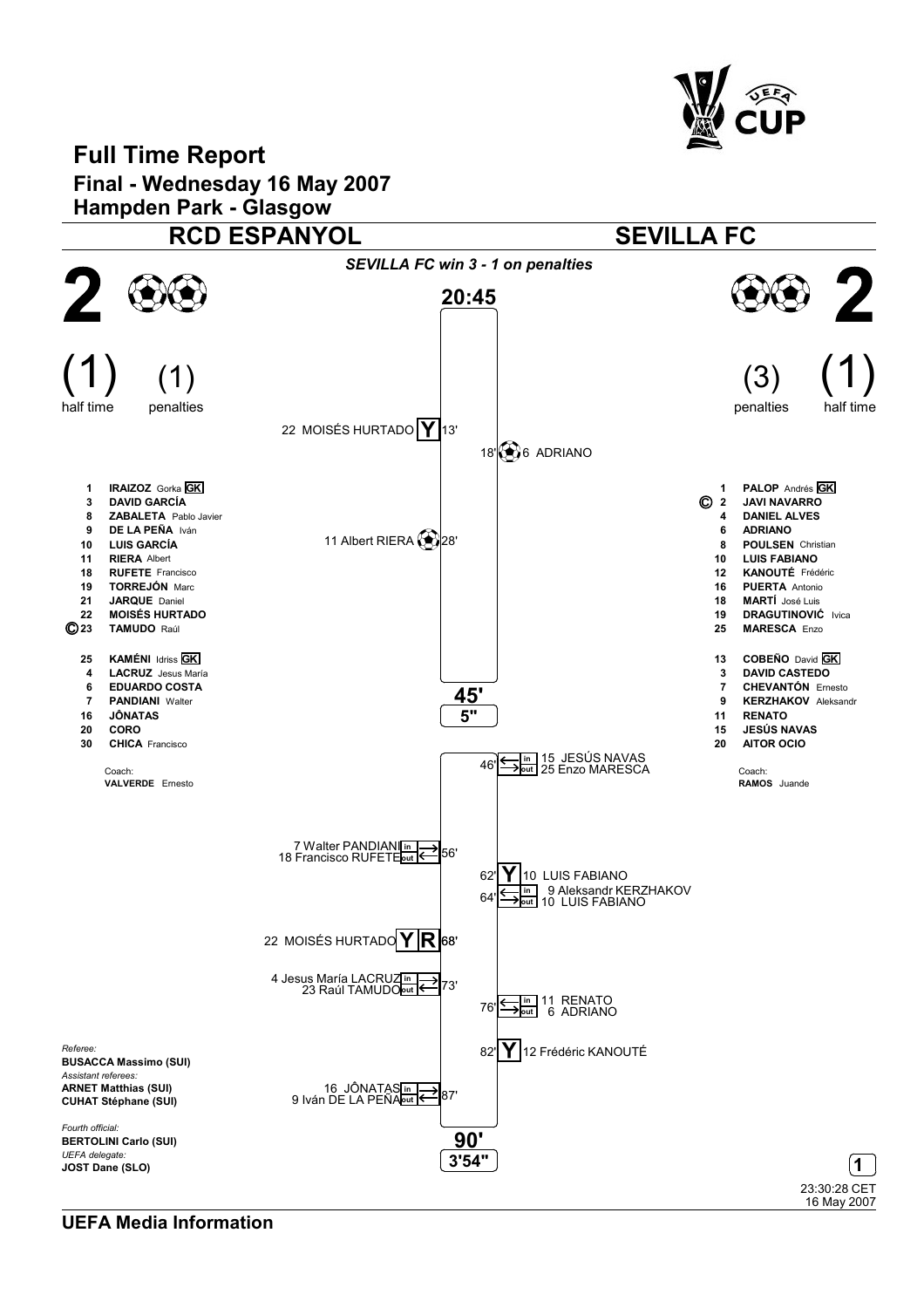# Full Time Report

## Final - Wednesday 16 May 2007

## Hampden Park - Glasgow

| RCD ESPANYOL | | SEVILLA FC |
|---|---|---|
| **2** | | **2** |
| (1) half time | | (1) half time |
| (1) penalties | | (3) penalties |

*SEVILLA FC win 3 - 1 on penalties*

**20:45**

- 13' 22 MOISÉS HURTADO (Y)
- 18' Goal: 6 ADRIANO (Sevilla FC)
- 28' Goal: 11 Albert RIERA (RCD Espanyol)

**45'** **5"**

- 46' in: 15 JESÚS NAVAS / out: 25 Enzo MARESCA (Sevilla FC)
- 56' in: 7 Walter PANDIANI / out: 18 Francisco RUFETE (RCD Espanyol)
- 62' 10 LUIS FABIANO (Y)
- 64' in: 9 Aleksandr KERZHAKOV / out: 10 LUIS FABIANO (Sevilla FC)
- 68' 22 MOISÉS HURTADO (Y) (R)
- 73' in: 4 Jesus María LACRUZ / out: 23 Raúl TAMUDO (RCD Espanyol)
- 76' in: 11 RENATO / out: 6 ADRIANO (Sevilla FC)
- 82' 12 Frédéric KANOUTÉ (Y)
- 87' in: 16 JÔNATAS / out: 9 Iván DE LA PEÑA (RCD Espanyol)

**90'** **3'54"**

### RCD ESPANYOL

| No. | Player |
|---|---|
| 1 | **IRAIZOZ** Gorka GK |
| 3 | **DAVID GARCÍA** |
| 8 | **ZABALETA** Pablo Javier |
| 9 | **DE LA PEÑA** Iván |
| 10 | **LUIS GARCÍA** |
| 11 | **RIERA** Albert |
| 18 | **RUFETE** Francisco |
| 19 | **TORREJÓN** Marc |
| 21 | **JARQUE** Daniel |
| 22 | **MOISÉS HURTADO** |
| © 23 | **TAMUDO** Raúl |
| 25 | **KAMÉNI** Idriss GK |
| 4 | **LACRUZ** Jesus María |
| 6 | **EDUARDO COSTA** |
| 7 | **PANDIANI** Walter |
| 16 | **JÔNATAS** |
| 20 | **CORO** |
| 30 | **CHICA** Francisco |

Coach:
**VALVERDE** Ernesto

### SEVILLA FC

| No. | Player |
|---|---|
| 1 | **PALOP** Andrés GK |
| © 2 | **JAVI NAVARRO** |
| 4 | **DANIEL ALVES** |
| 6 | **ADRIANO** |
| 8 | **POULSEN** Christian |
| 10 | **LUIS FABIANO** |
| 12 | **KANOUTÉ** Frédéric |
| 16 | **PUERTA** Antonio |
| 18 | **MARTÍ** José Luis |
| 19 | **DRAGUTINOVIĆ** Ivica |
| 25 | **MARESCA** Enzo |
| 13 | **COBEÑO** David GK |
| 3 | **DAVID CASTEDO** |
| 7 | **CHEVANTÓN** Ernesto |
| 9 | **KERZHAKOV** Aleksandr |
| 11 | **RENATO** |
| 15 | **JESÚS NAVAS** |
| 20 | **AITOR OCIO** |

Coach:
**RAMOS** Juande

*Referee:*
**BUSACCA Massimo (SUI)**
*Assistant referees:*
**ARNET Matthias (SUI)**
**CUHAT Stéphane (SUI)**

*Fourth official:*
**BERTOLINI Carlo (SUI)**
*UEFA delegate:*
**JOST Dane (SLO)**

23:30:28 CET
16 May 2007

**UEFA Media Information**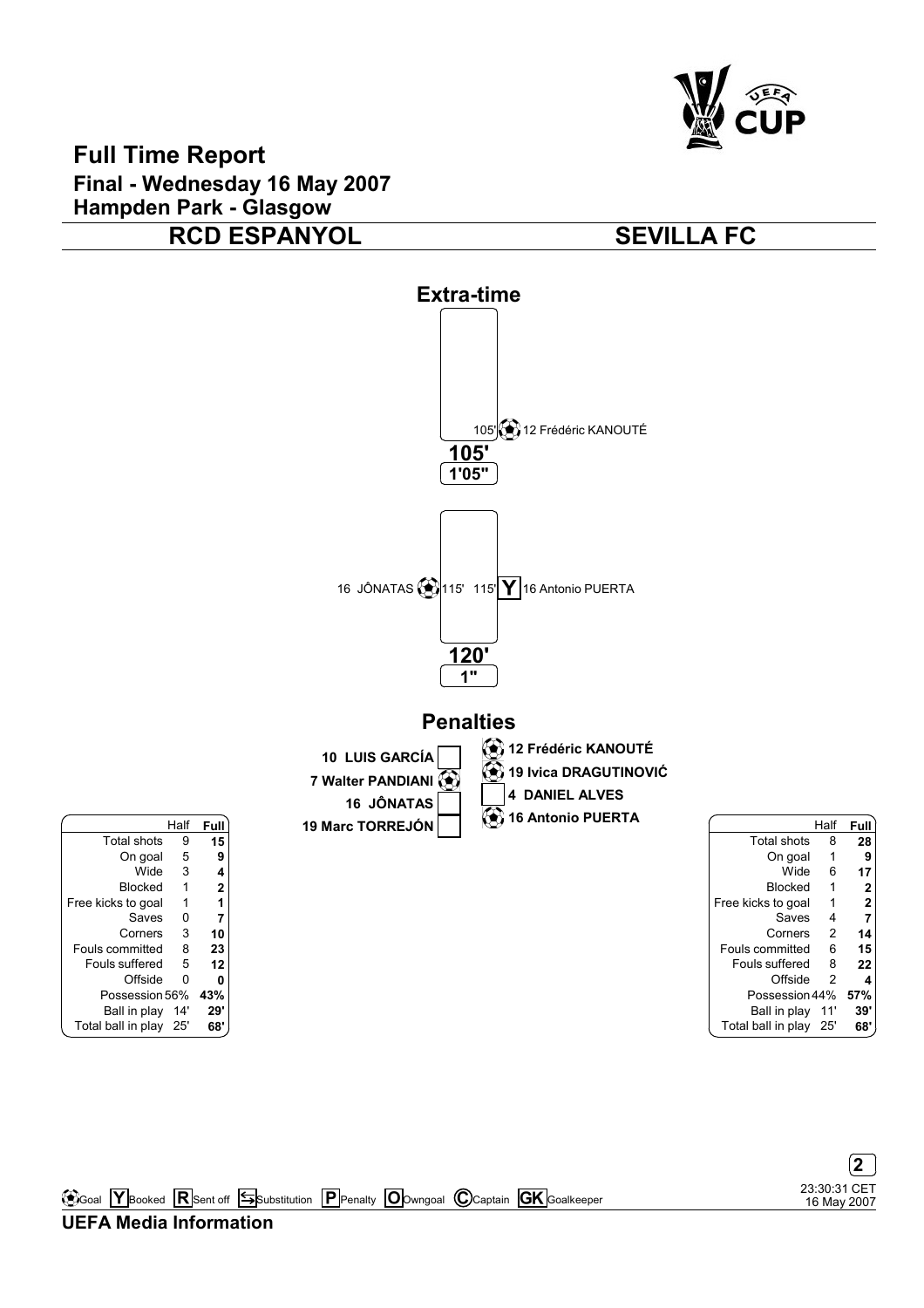# Full Time Report

## Final - Wednesday 16 May 2007
## Hampden Park - Glasgow

| RCD ESPANYOL | SEVILLA FC |
|---|---|

### Extra-time

105' (Goal) 12 Frédéric KANOUTÉ

**105'**
**1'05"**

16 JÔNATAS (Goal) 115' | 115' (Booked) 16 Antonio PUERTA

**120'**
**1"**

### Penalties

| RCD ESPANYOL | | SEVILLA FC | |
|---|---|---|---|
| 10 LUIS GARCÍA | Missed | 12 Frédéric KANOUTÉ | Goal |
| 7 Walter PANDIANI | Goal | 19 Ivica DRAGUTINOVIĆ | Goal |
| 16 JÔNATAS | Missed | 4 DANIEL ALVES | Missed |
| 19 Marc TORREJÓN | Missed | 16 Antonio PUERTA | Goal |

**RCD ESPANYOL**

| | Half | Full |
|---|---|---|
| Total shots | 9 | **15** |
| On goal | 5 | **9** |
| Wide | 3 | **4** |
| Blocked | 1 | **2** |
| Free kicks to goal | 1 | **1** |
| Saves | 0 | **7** |
| Corners | 3 | **10** |
| Fouls committed | 8 | **23** |
| Fouls suffered | 5 | **12** |
| Offside | 0 | **0** |
| Possession | 56% | **43%** |
| Ball in play | 14' | **29'** |
| Total ball in play | 25' | **68'** |

**SEVILLA FC**

| | Half | Full |
|---|---|---|
| Total shots | 8 | **28** |
| On goal | 1 | **9** |
| Wide | 6 | **17** |
| Blocked | 1 | **2** |
| Free kicks to goal | 1 | **2** |
| Saves | 4 | **7** |
| Corners | 2 | **14** |
| Fouls committed | 6 | **15** |
| Fouls suffered | 8 | **22** |
| Offside | 2 | **4** |
| Possession | 44% | **57%** |
| Ball in play | 11' | **39'** |
| Total ball in play | 25' | **68'** |

Goal | Y Booked | R Sent off | Substitution | P Penalty | O Owngoal | C Captain | GK Goalkeeper

23:30:31 CET
16 May 2007

**UEFA Media Information**